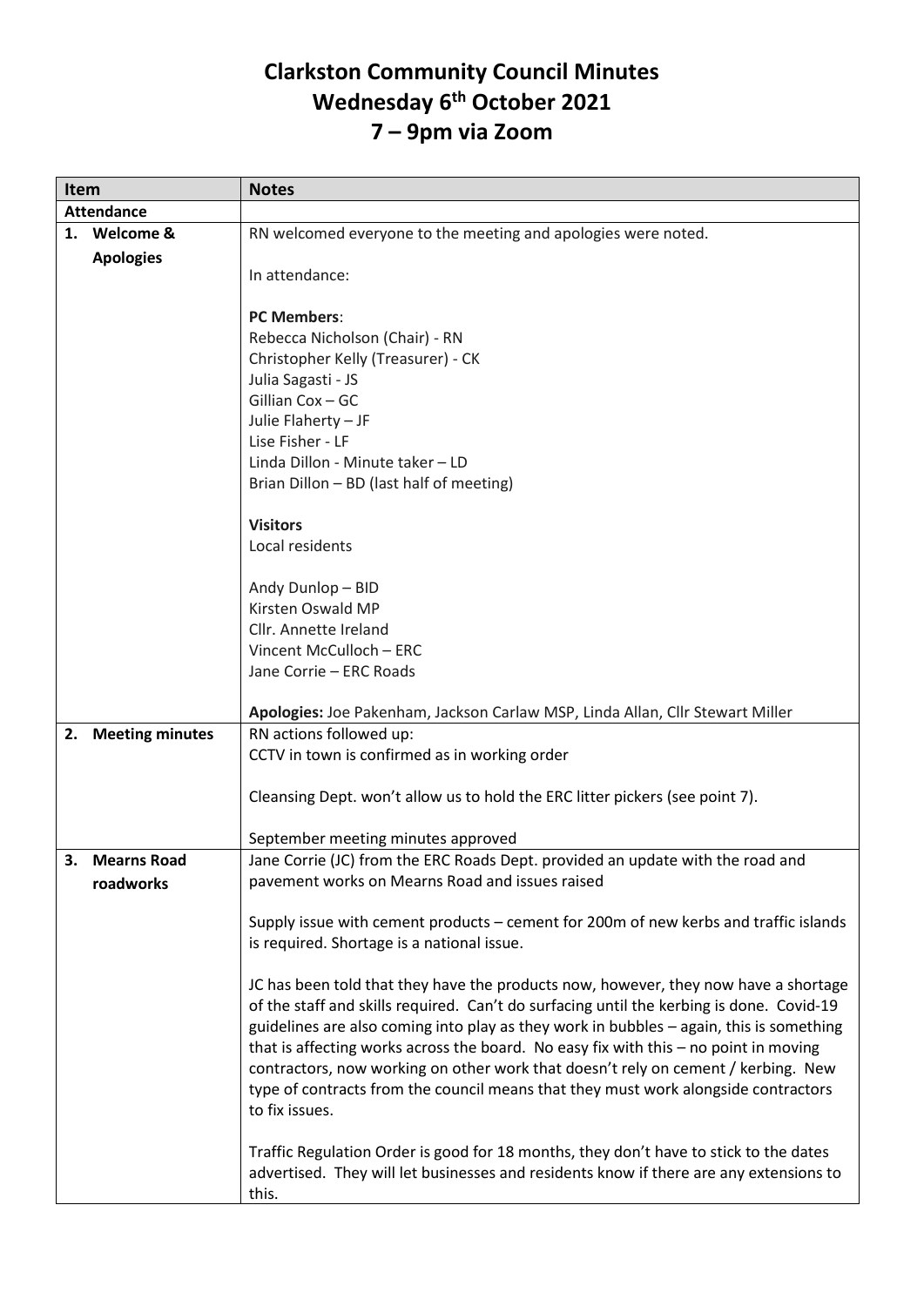# Clarkston Community Council Minutes
# Wednesday 6th October 2021
# 7 – 9pm via Zoom

| Item | Notes |
| --- | --- |
| **Attendance** | |
| **1. Welcome & Apologies** | RN welcomed everyone to the meeting and apologies were noted.<br><br>In attendance:<br><br>**PC Members**:<br>Rebecca Nicholson (Chair) - RN<br>Christopher Kelly (Treasurer) - CK<br>Julia Sagasti - JS<br>Gillian Cox – GC<br>Julie Flaherty – JF<br>Lise Fisher - LF<br>Linda Dillon - Minute taker – LD<br>Brian Dillon – BD (last half of meeting)<br><br>**Visitors**<br>Local residents<br><br>Andy Dunlop – BID<br>Kirsten Oswald MP<br>Cllr. Annette Ireland<br>Vincent McCulloch – ERC<br>Jane Corrie – ERC Roads<br><br>**Apologies:** Joe Pakenham, Jackson Carlaw MSP, Linda Allan, Cllr Stewart Miller |
| **2. Meeting minutes** | RN actions followed up:<br>CCTV in town is confirmed as in working order<br><br>Cleansing Dept. won't allow us to hold the ERC litter pickers (see point 7).<br><br>September meeting minutes approved |
| **3. Mearns Road roadworks** | Jane Corrie (JC) from the ERC Roads Dept. provided an update with the road and pavement works on Mearns Road and issues raised<br><br>Supply issue with cement products – cement for 200m of new kerbs and traffic islands is required. Shortage is a national issue.<br><br>JC has been told that they have the products now, however, they now have a shortage of the staff and skills required. Can't do surfacing until the kerbing is done. Covid-19 guidelines are also coming into play as they work in bubbles – again, this is something that is affecting works across the board. No easy fix with this – no point in moving contractors, now working on other work that doesn't rely on cement / kerbing. New type of contracts from the council means that they must work alongside contractors to fix issues.<br><br>Traffic Regulation Order is good for 18 months, they don't have to stick to the dates advertised. They will let businesses and residents know if there are any extensions to this. |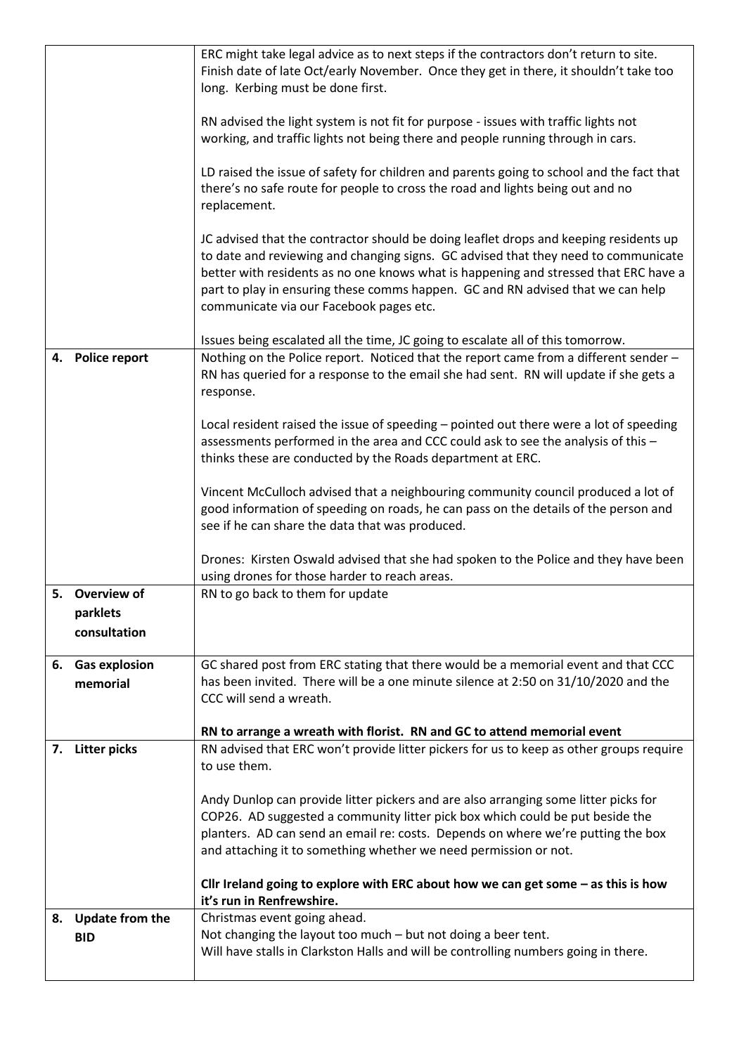| | | |
|---|---|---|
| | | ERC might take legal advice as to next steps if the contractors don't return to site. Finish date of late Oct/early November. Once they get in there, it shouldn't take too long. Kerbing must be done first.<br><br>RN advised the light system is not fit for purpose - issues with traffic lights not working, and traffic lights not being there and people running through in cars.<br><br>LD raised the issue of safety for children and parents going to school and the fact that there's no safe route for people to cross the road and lights being out and no replacement.<br><br>JC advised that the contractor should be doing leaflet drops and keeping residents up to date and reviewing and changing signs. GC advised that they need to communicate better with residents as no one knows what is happening and stressed that ERC have a part to play in ensuring these comms happen. GC and RN advised that we can help communicate via our Facebook pages etc.<br><br>Issues being escalated all the time, JC going to escalate all of this tomorrow. |
| 4. | **Police report** | Nothing on the Police report. Noticed that the report came from a different sender – RN has queried for a response to the email she had sent. RN will update if she gets a response.<br><br>Local resident raised the issue of speeding – pointed out there were a lot of speeding assessments performed in the area and CCC could ask to see the analysis of this – thinks these are conducted by the Roads department at ERC.<br><br>Vincent McCulloch advised that a neighbouring community council produced a lot of good information of speeding on roads, he can pass on the details of the person and see if he can share the data that was produced.<br><br>Drones: Kirsten Oswald advised that she had spoken to the Police and they have been using drones for those harder to reach areas. |
| 5. | **Overview of parklets consultation** | RN to go back to them for update |
| 6. | **Gas explosion memorial** | GC shared post from ERC stating that there would be a memorial event and that CCC has been invited. There will be a one minute silence at 2:50 on 31/10/2020 and the CCC will send a wreath.<br><br>**RN to arrange a wreath with florist. RN and GC to attend memorial event** |
| 7. | **Litter picks** | RN advised that ERC won't provide litter pickers for us to keep as other groups require to use them.<br><br>Andy Dunlop can provide litter pickers and are also arranging some litter picks for COP26. AD suggested a community litter pick box which could be put beside the planters. AD can send an email re: costs. Depends on where we're putting the box and attaching it to something whether we need permission or not.<br><br>**Cllr Ireland going to explore with ERC about how we can get some – as this is how it's run in Renfrewshire.** |
| 8. | **Update from the BID** | Christmas event going ahead.<br>Not changing the layout too much – but not doing a beer tent.<br>Will have stalls in Clarkston Halls and will be controlling numbers going in there. |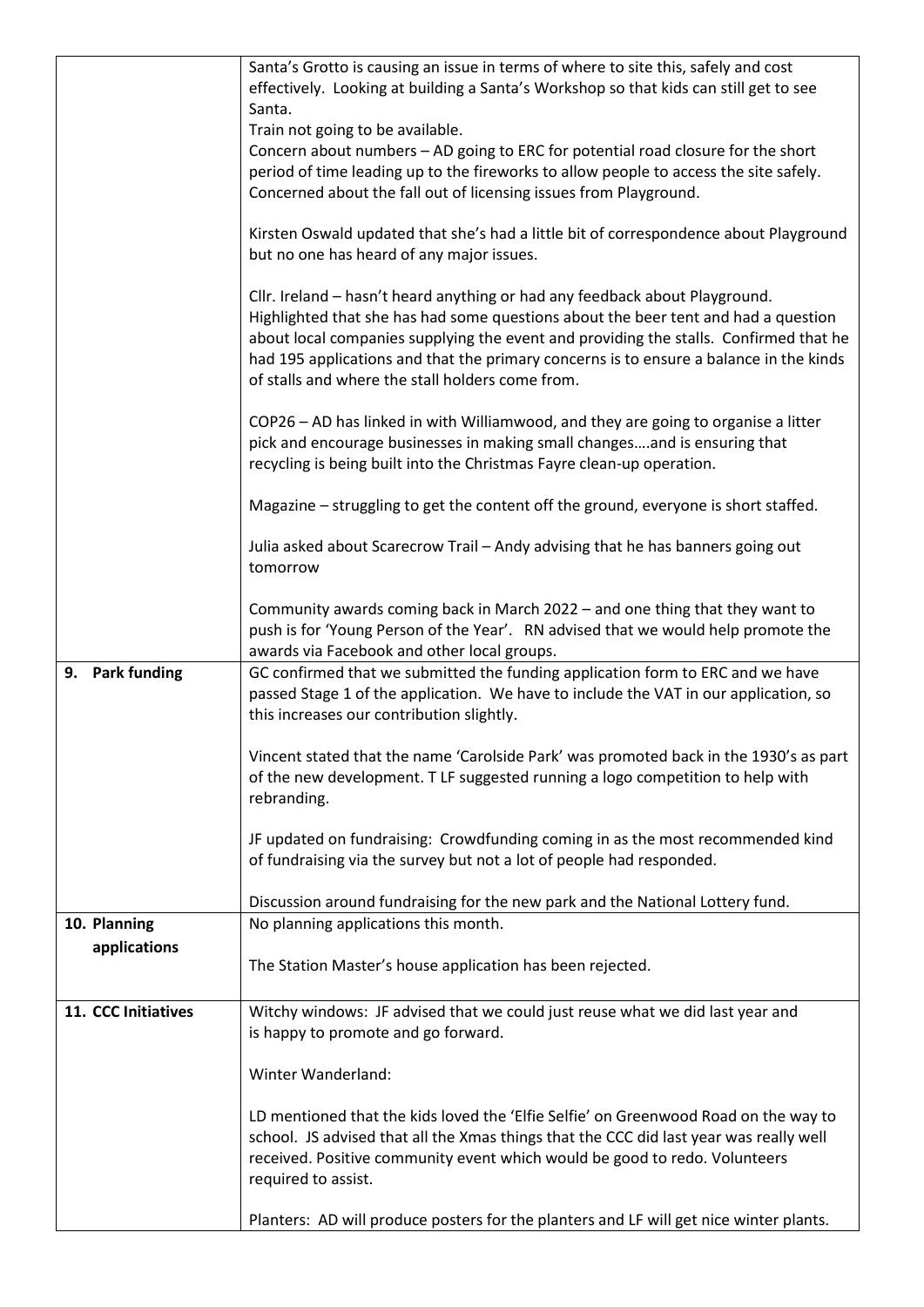| | |
|---|---|
| | Santa's Grotto is causing an issue in terms of where to site this, safely and cost effectively. Looking at building a Santa's Workshop so that kids can still get to see Santa.<br>Train not going to be available.<br>Concern about numbers – AD going to ERC for potential road closure for the short period of time leading up to the fireworks to allow people to access the site safely. Concerned about the fall out of licensing issues from Playground.<br><br>Kirsten Oswald updated that she's had a little bit of correspondence about Playground but no one has heard of any major issues.<br><br>Cllr. Ireland – hasn't heard anything or had any feedback about Playground. Highlighted that she has had some questions about the beer tent and had a question about local companies supplying the event and providing the stalls. Confirmed that he had 195 applications and that the primary concerns is to ensure a balance in the kinds of stalls and where the stall holders come from.<br><br>COP26 – AD has linked in with Williamwood, and they are going to organise a litter pick and encourage businesses in making small changes….and is ensuring that recycling is being built into the Christmas Fayre clean-up operation.<br><br>Magazine – struggling to get the content off the ground, everyone is short staffed.<br><br>Julia asked about Scarecrow Trail – Andy advising that he has banners going out tomorrow<br><br>Community awards coming back in March 2022 – and one thing that they want to push is for 'Young Person of the Year'. RN advised that we would help promote the awards via Facebook and other local groups. |
| **9. Park funding** | GC confirmed that we submitted the funding application form to ERC and we have passed Stage 1 of the application. We have to include the VAT in our application, so this increases our contribution slightly.<br><br>Vincent stated that the name 'Carolside Park' was promoted back in the 1930's as part of the new development. T LF suggested running a logo competition to help with rebranding.<br><br>JF updated on fundraising: Crowdfunding coming in as the most recommended kind of fundraising via the survey but not a lot of people had responded.<br><br>Discussion around fundraising for the new park and the National Lottery fund. |
| **10. Planning applications** | No planning applications this month.<br><br>The Station Master's house application has been rejected. |
| **11. CCC Initiatives** | Witchy windows: JF advised that we could just reuse what we did last year and is happy to promote and go forward.<br><br>Winter Wanderland:<br><br>LD mentioned that the kids loved the 'Elfie Selfie' on Greenwood Road on the way to school. JS advised that all the Xmas things that the CCC did last year was really well received. Positive community event which would be good to redo. Volunteers required to assist.<br><br>Planters: AD will produce posters for the planters and LF will get nice winter plants. |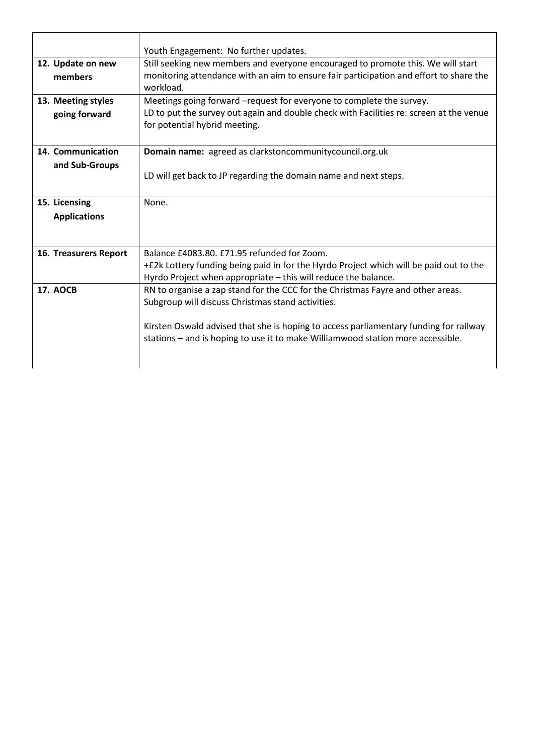| | |
|---|---|
| | Youth Engagement: No further updates. |
| **12. Update on new members** | Still seeking new members and everyone encouraged to promote this. We will start monitoring attendance with an aim to ensure fair participation and effort to share the workload. |
| **13. Meeting styles going forward** | Meetings going forward –request for everyone to complete the survey.<br>LD to put the survey out again and double check with Facilities re: screen at the venue for potential hybrid meeting. |
| **14. Communication and Sub-Groups** | **Domain name:** agreed as clarkstoncommunitycouncil.org.uk<br><br>LD will get back to JP regarding the domain name and next steps. |
| **15. Licensing Applications** | None. |
| **16. Treasurers Report** | Balance £4083.80. £71.95 refunded for Zoom.<br>+£2k Lottery funding being paid in for the Hyrdo Project which will be paid out to the Hyrdo Project when appropriate – this will reduce the balance. |
| **17. AOCB** | RN to organise a zap stand for the CCC for the Christmas Fayre and other areas.<br>Subgroup will discuss Christmas stand activities.<br><br>Kirsten Oswald advised that she is hoping to access parliamentary funding for railway stations – and is hoping to use it to make Williamwood station more accessible. |